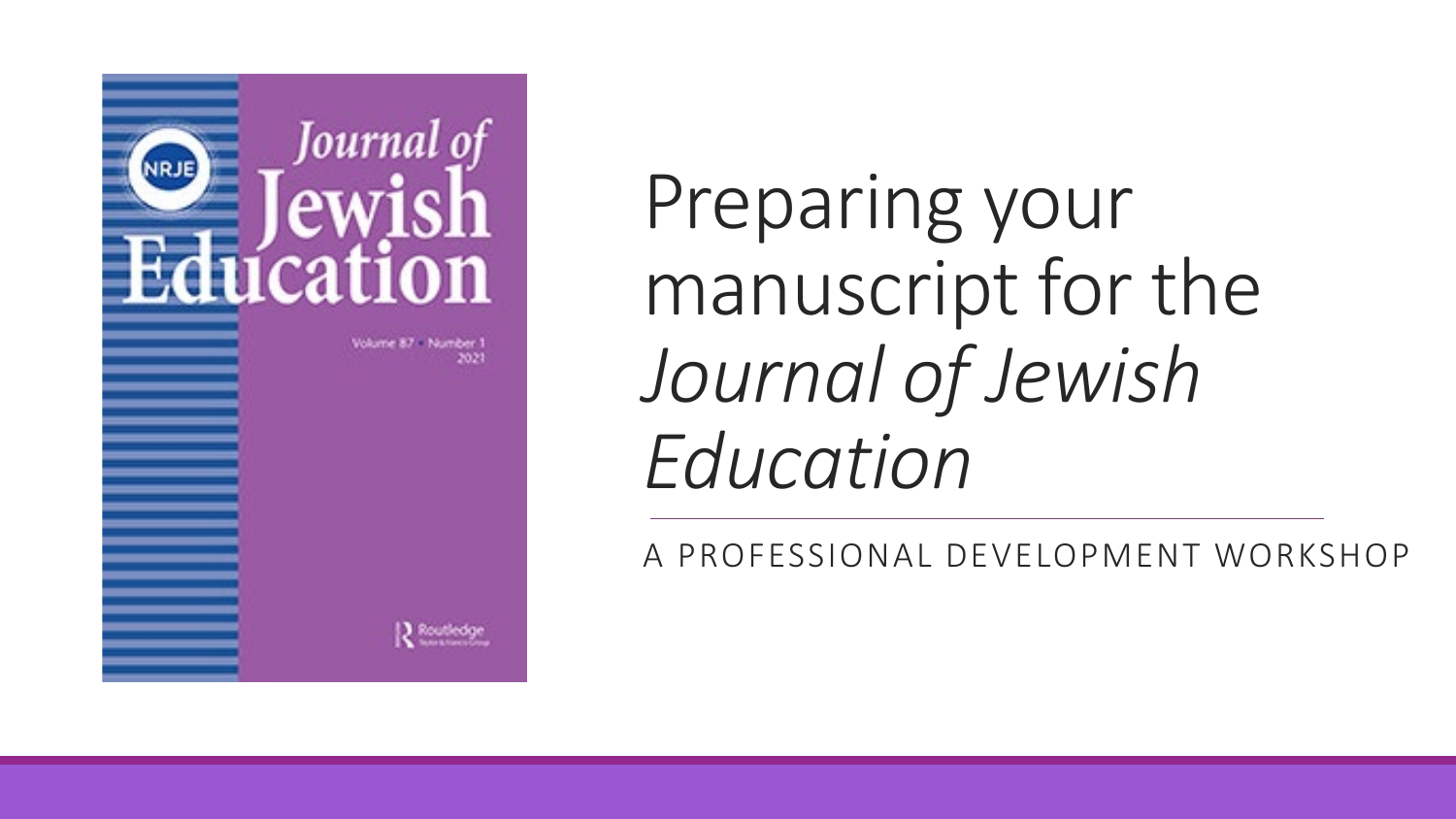# Preparing your manuscript for the *Journal of Jewish Education*

A PROFESSIONAL DEVELOPMENT WORKSHOP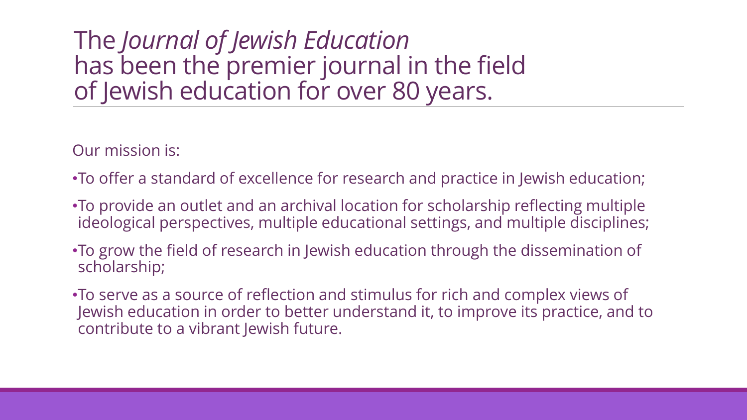# The *Journal of Jewish Education* has been the premier journal in the field of Jewish education for over 80 years.

Our mission is:

- To offer a standard of excellence for research and practice in Jewish education;
- To provide an outlet and an archival location for scholarship reflecting multiple ideological perspectives, multiple educational settings, and multiple disciplines;
- To grow the field of research in Jewish education through the dissemination of scholarship;
- To serve as a source of reflection and stimulus for rich and complex views of Jewish education in order to better understand it, to improve its practice, and to contribute to a vibrant Jewish future.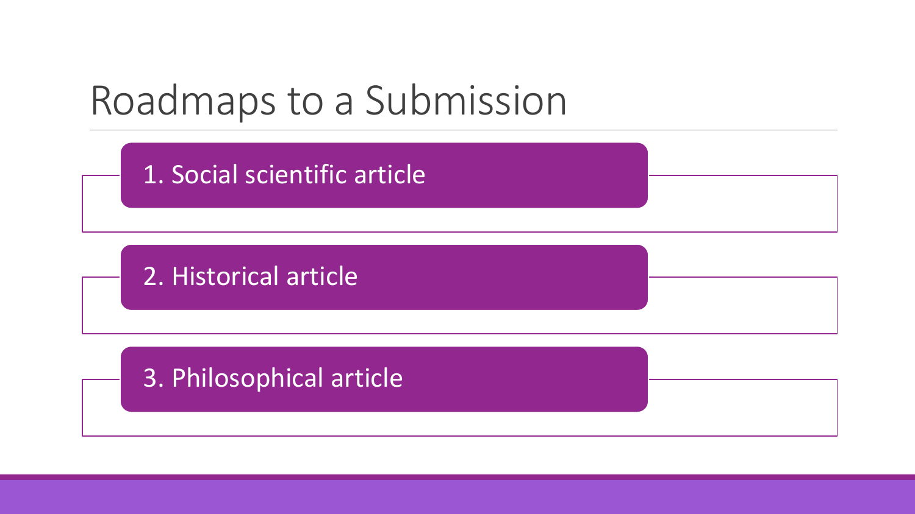# Roadmaps to a Submission

1. Social scientific article
2. Historical article
3. Philosophical article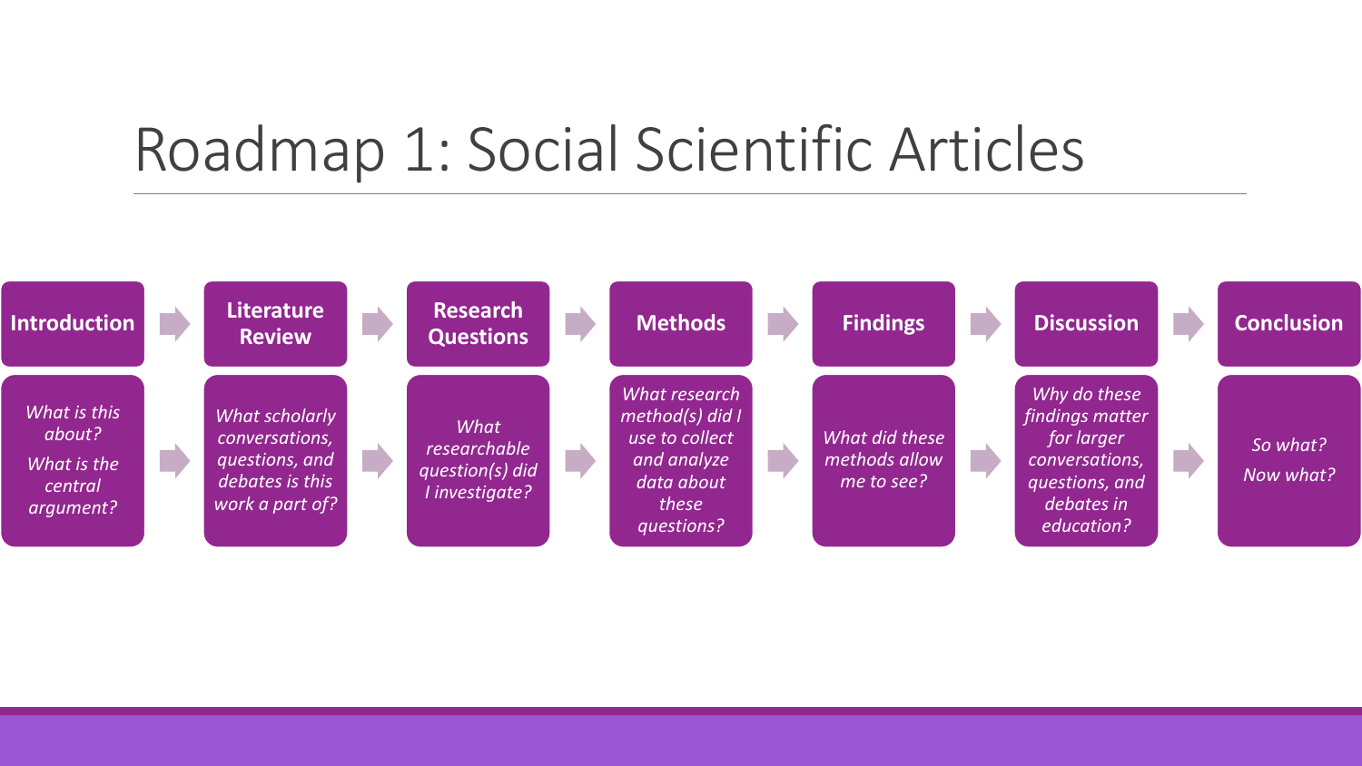# Roadmap 1: Social Scientific Articles

| Introduction | Literature Review | Research Questions | Methods | Findings | Discussion | Conclusion |
|---|---|---|---|---|---|---|
| *What is this about?* *What is the central argument?* | *What scholarly conversations, questions, and debates is this work a part of?* | *What researchable question(s) did I investigate?* | *What research method(s) did I use to collect and analyze data about these questions?* | *What did these methods allow me to see?* | *Why do these findings matter for larger conversations, questions, and debates in education?* | *So what?* *Now what?* |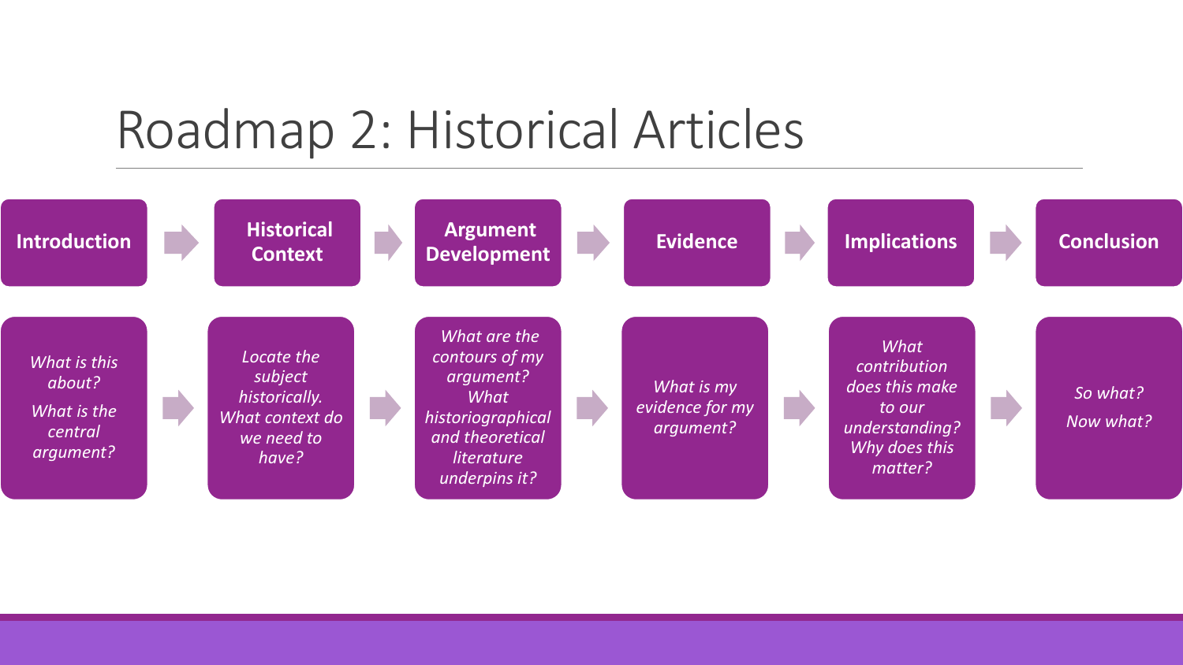# Roadmap 2: Historical Articles

| Introduction | Historical Context | Argument Development | Evidence | Implications | Conclusion |
|---|---|---|---|---|---|
| *What is this about?* *What is the central argument?* | *Locate the subject historically. What context do we need to have?* | *What are the contours of my argument? What historiographical and theoretical literature underpins it?* | *What is my evidence for my argument?* | *What contribution does this make to our understanding? Why does this matter?* | *So what?* *Now what?* |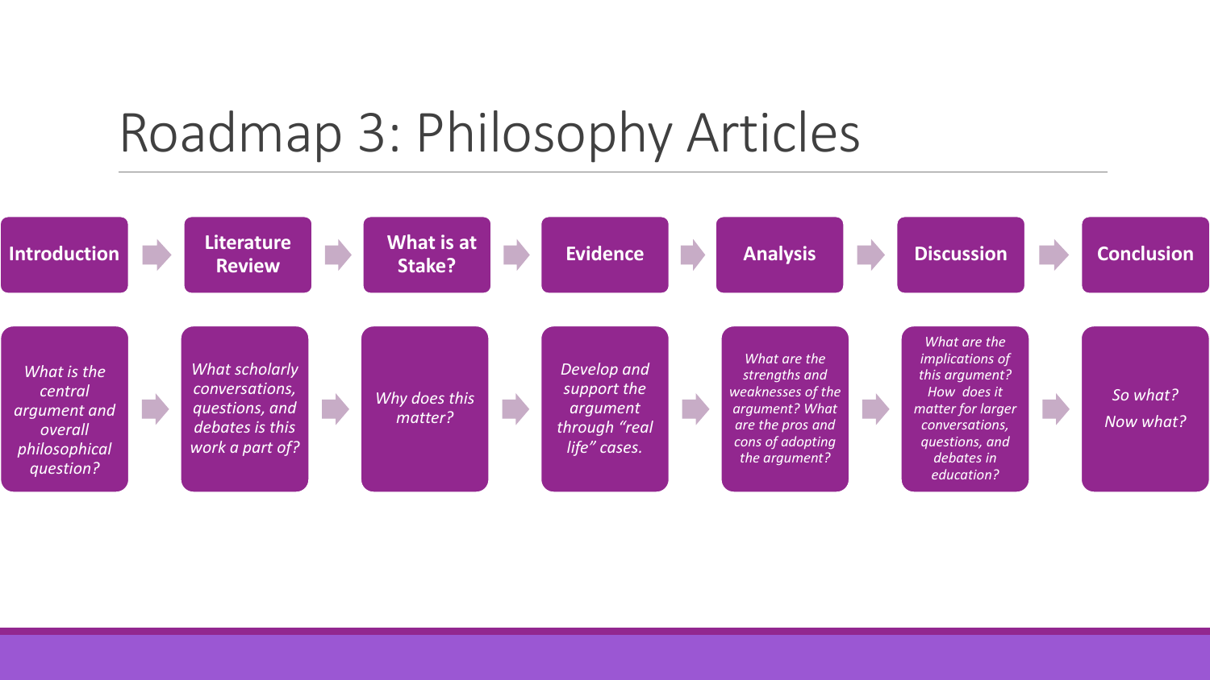# Roadmap 3: Philosophy Articles

| Introduction | Literature Review | What is at Stake? | Evidence | Analysis | Discussion | Conclusion |
|---|---|---|---|---|---|---|
| *What is the central argument and overall philosophical question?* | *What scholarly conversations, questions, and debates is this work a part of?* | *Why does this matter?* | *Develop and support the argument through "real life" cases.* | *What are the strengths and weaknesses of the argument? What are the pros and cons of adopting the argument?* | *What are the implications of this argument? How does it matter for larger conversations, questions, and debates in education?* | *So what? Now what?* |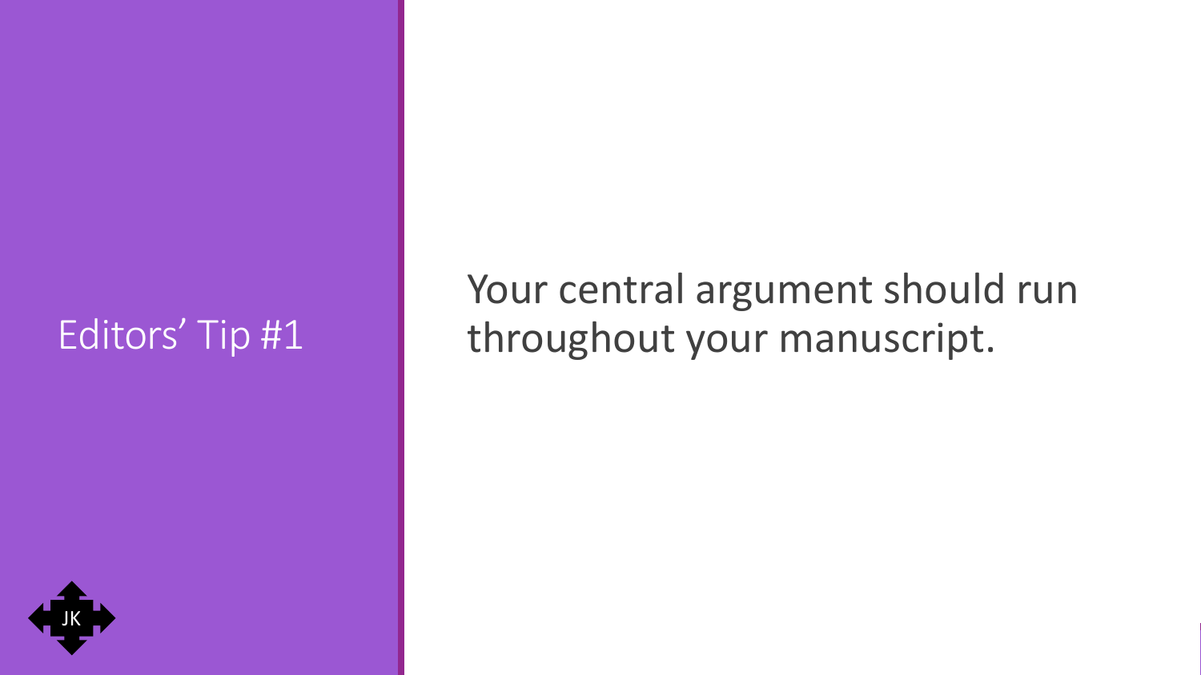## Editors' Tip #1

Your central argument should run throughout your manuscript.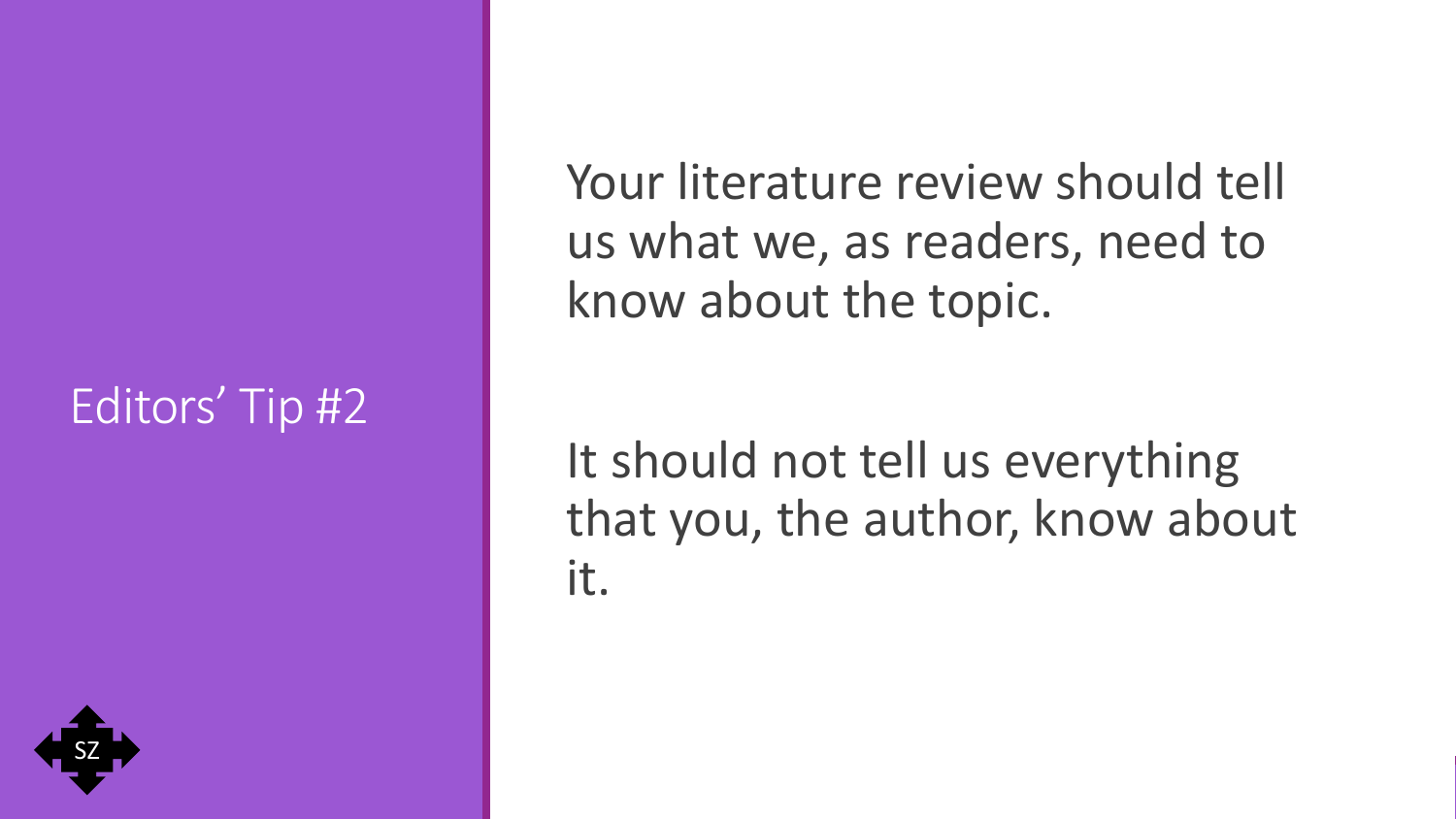## Editors’ Tip #2

Your literature review should tell us what we, as readers, need to know about the topic.

It should not tell us everything that you, the author, know about it.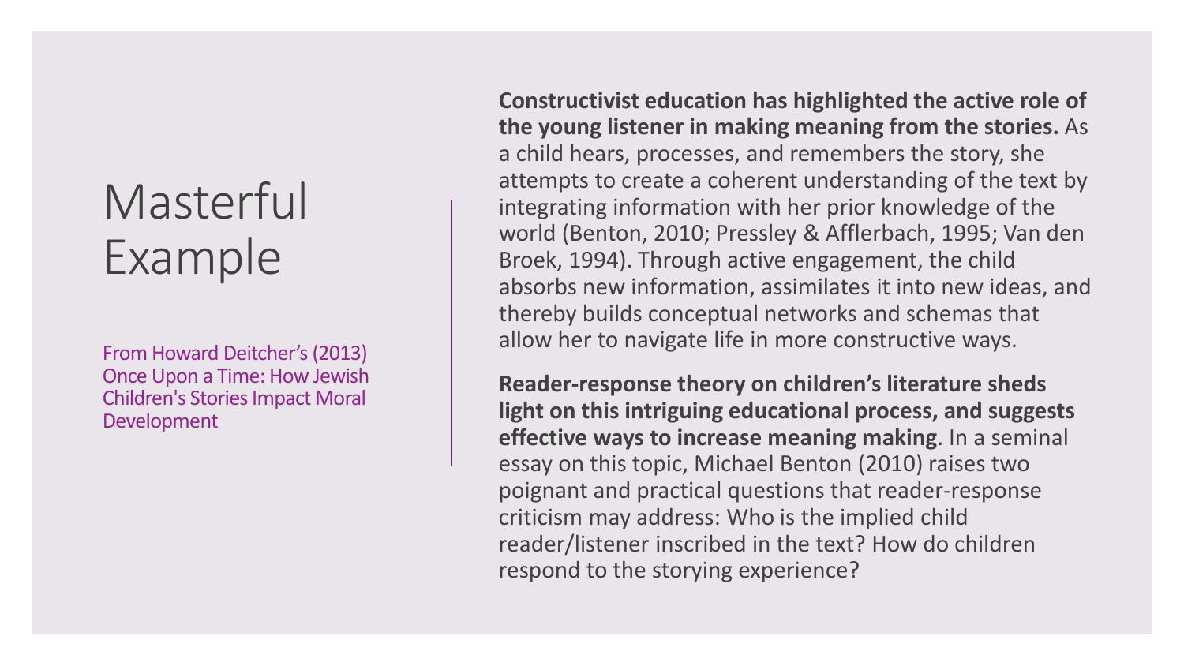# Masterful Example

From Howard Deitcher's (2013) Once Upon a Time: How Jewish Children's Stories Impact Moral Development

**Constructivist education has highlighted the active role of the young listener in making meaning from the stories.** As a child hears, processes, and remembers the story, she attempts to create a coherent understanding of the text by integrating information with her prior knowledge of the world (Benton, 2010; Pressley & Afflerbach, 1995; Van den Broek, 1994). Through active engagement, the child absorbs new information, assimilates it into new ideas, and thereby builds conceptual networks and schemas that allow her to navigate life in more constructive ways.

**Reader-response theory on children's literature sheds light on this intriguing educational process, and suggests effective ways to increase meaning making**. In a seminal essay on this topic, Michael Benton (2010) raises two poignant and practical questions that reader-response criticism may address: Who is the implied child reader/listener inscribed in the text? How do children respond to the storying experience?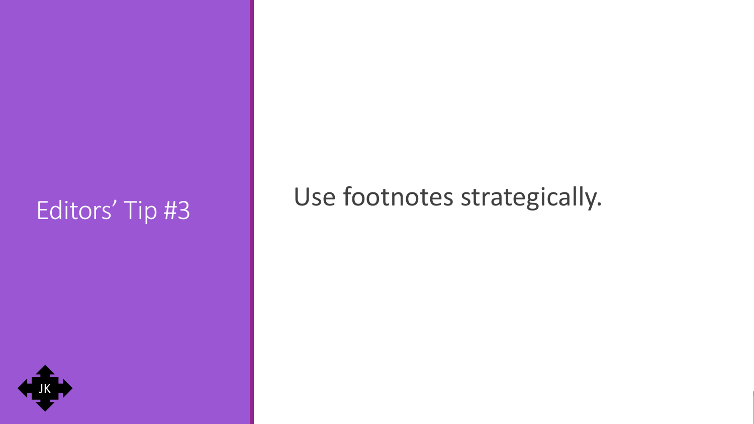## Editors’ Tip #3

Use footnotes strategically.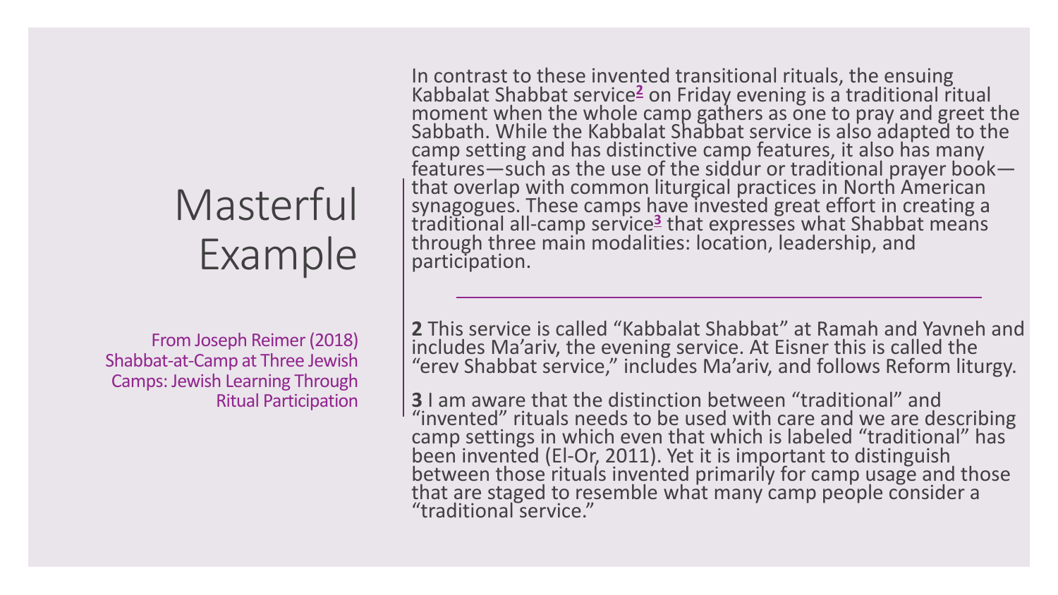# Masterful Example

From Joseph Reimer (2018) Shabbat-at-Camp at Three Jewish Camps: Jewish Learning Through Ritual Participation

In contrast to these invented transitional rituals, the ensuing Kabbalat Shabbat service[2] on Friday evening is a traditional ritual moment when the whole camp gathers as one to pray and greet the Sabbath. While the Kabbalat Shabbat service is also adapted to the camp setting and has distinctive camp features, it also has many features—such as the use of the siddur or traditional prayer book—that overlap with common liturgical practices in North American synagogues. These camps have invested great effort in creating a traditional all-camp service[3] that expresses what Shabbat means through three main modalities: location, leadership, and participation.

---

**2** This service is called "Kabbalat Shabbat" at Ramah and Yavneh and includes Ma'ariv, the evening service. At Eisner this is called the "erev Shabbat service," includes Ma'ariv, and follows Reform liturgy.

**3** I am aware that the distinction between "traditional" and "invented" rituals needs to be used with care and we are describing camp settings in which even that which is labeled "traditional" has been invented (El-Or, 2011). Yet it is important to distinguish between those rituals invented primarily for camp usage and those that are staged to resemble what many camp people consider a "traditional service."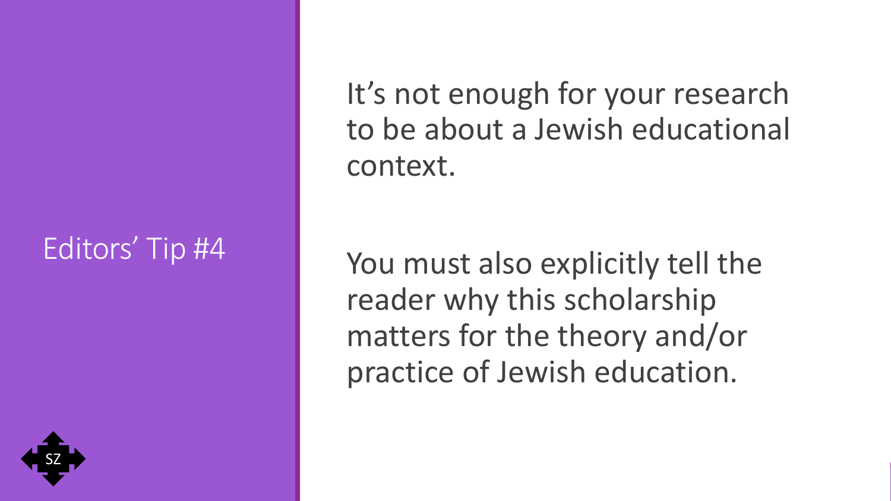## Editors' Tip #4

It's not enough for your research to be about a Jewish educational context.

You must also explicitly tell the reader why this scholarship matters for the theory and/or practice of Jewish education.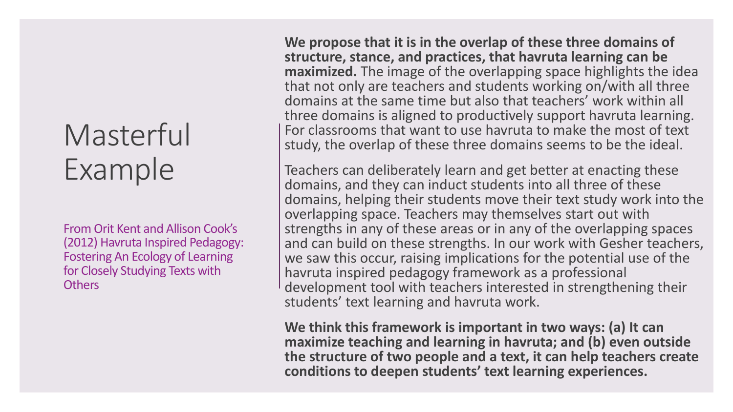# Masterful Example

From Orit Kent and Allison Cook's (2012) Havruta Inspired Pedagogy: Fostering An Ecology of Learning for Closely Studying Texts with Others

**We propose that it is in the overlap of these three domains of structure, stance, and practices, that havruta learning can be maximized.** The image of the overlapping space highlights the idea that not only are teachers and students working on/with all three domains at the same time but also that teachers' work within all three domains is aligned to productively support havruta learning. For classrooms that want to use havruta to make the most of text study, the overlap of these three domains seems to be the ideal.

Teachers can deliberately learn and get better at enacting these domains, and they can induct students into all three of these domains, helping their students move their text study work into the overlapping space. Teachers may themselves start out with strengths in any of these areas or in any of the overlapping spaces and can build on these strengths. In our work with Gesher teachers, we saw this occur, raising implications for the potential use of the havruta inspired pedagogy framework as a professional development tool with teachers interested in strengthening their students' text learning and havruta work.

**We think this framework is important in two ways: (a) It can maximize teaching and learning in havruta; and (b) even outside the structure of two people and a text, it can help teachers create conditions to deepen students' text learning experiences.**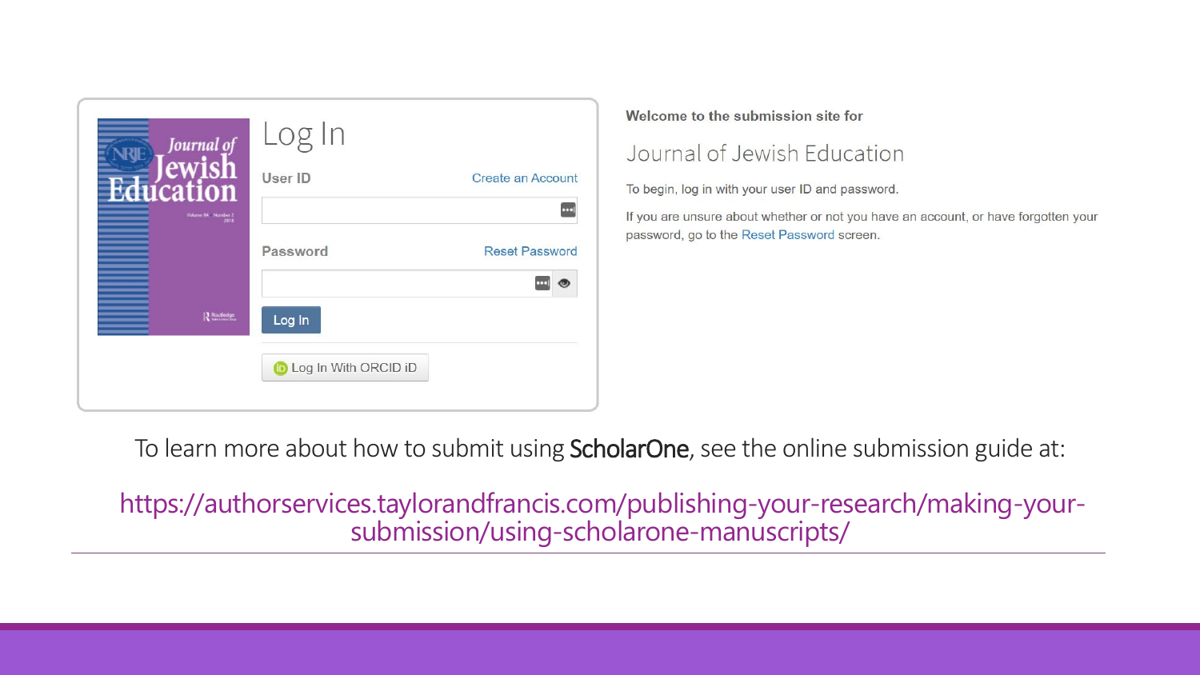# Log In

User ID — Create an Account

Password — Reset Password

Log In

Log In With ORCID iD

**Welcome to the submission site for**

## Journal of Jewish Education

To begin, log in with your user ID and password.

If you are unsure about whether or not you have an account, or have forgotten your password, go to the Reset Password screen.

To learn more about how to submit using **ScholarOne**, see the online submission guide at:

https://authorservices.taylorandfrancis.com/publishing-your-research/making-your-submission/using-scholarone-manuscripts/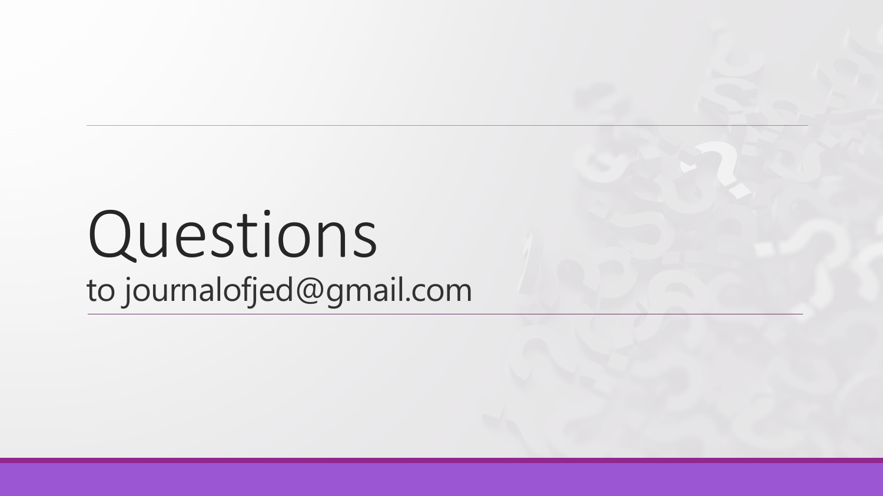# Questions

to journalofjed@gmail.com